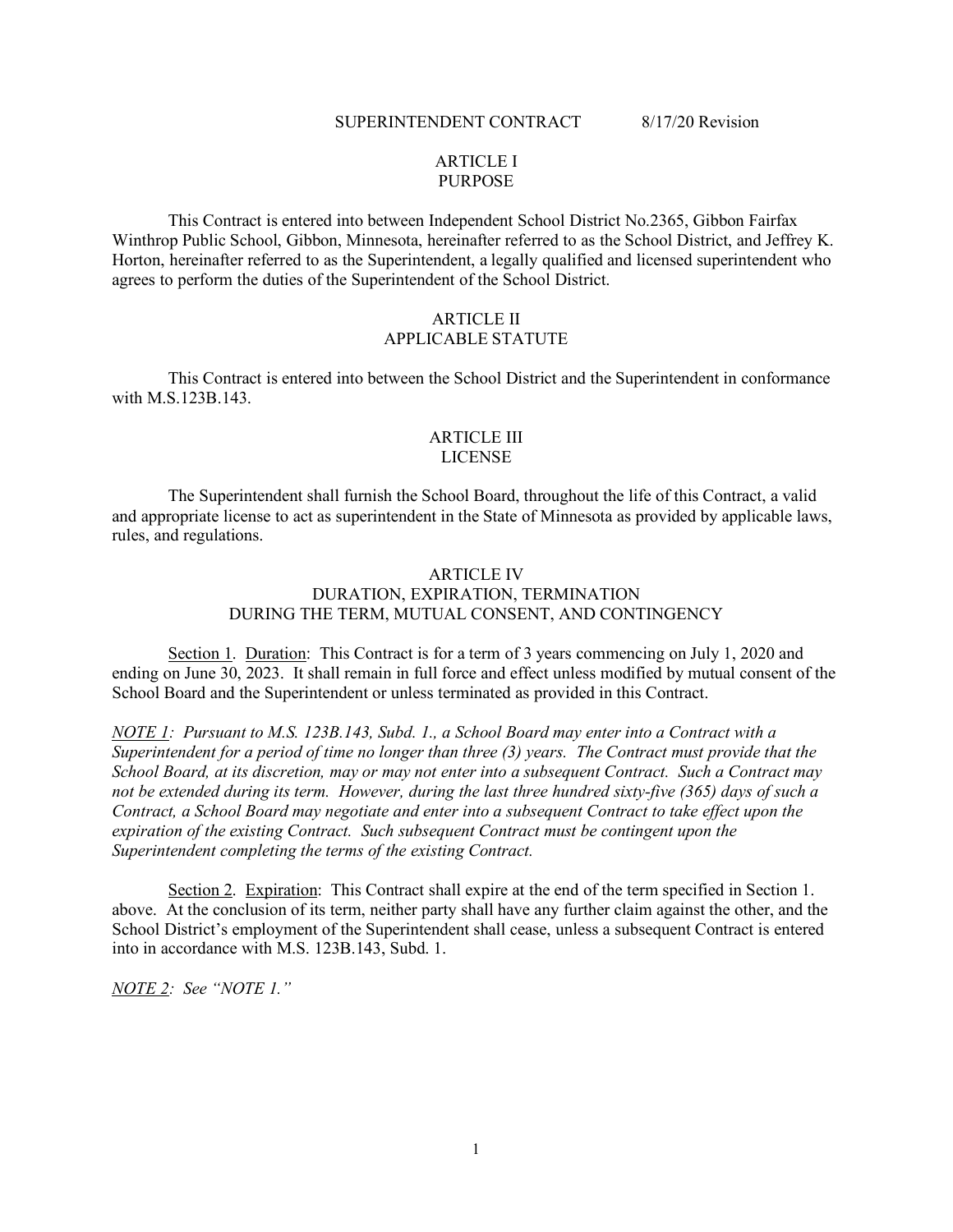SUPERINTENDENT CONTRACT 8/17/20 Revision

## ARTICLE I
## PURPOSE

This Contract is entered into between Independent School District No.2365, Gibbon Fairfax Winthrop Public School, Gibbon, Minnesota, hereinafter referred to as the School District, and Jeffrey K. Horton, hereinafter referred to as the Superintendent, a legally qualified and licensed superintendent who agrees to perform the duties of the Superintendent of the School District.

## ARTICLE II
## APPLICABLE STATUTE

This Contract is entered into between the School District and the Superintendent in conformance with M.S.123B.143.

## ARTICLE III
## LICENSE

The Superintendent shall furnish the School Board, throughout the life of this Contract, a valid and appropriate license to act as superintendent in the State of Minnesota as provided by applicable laws, rules, and regulations.

## ARTICLE IV
## DURATION, EXPIRATION, TERMINATION DURING THE TERM, MUTUAL CONSENT, AND CONTINGENCY

Section 1. Duration: This Contract is for a term of 3 years commencing on July 1, 2020 and ending on June 30, 2023. It shall remain in full force and effect unless modified by mutual consent of the School Board and the Superintendent or unless terminated as provided in this Contract.

*NOTE 1: Pursuant to M.S. 123B.143, Subd. 1., a School Board may enter into a Contract with a Superintendent for a period of time no longer than three (3) years. The Contract must provide that the School Board, at its discretion, may or may not enter into a subsequent Contract. Such a Contract may not be extended during its term. However, during the last three hundred sixty-five (365) days of such a Contract, a School Board may negotiate and enter into a subsequent Contract to take effect upon the expiration of the existing Contract. Such subsequent Contract must be contingent upon the Superintendent completing the terms of the existing Contract.*

Section 2. Expiration: This Contract shall expire at the end of the term specified in Section 1. above. At the conclusion of its term, neither party shall have any further claim against the other, and the School District's employment of the Superintendent shall cease, unless a subsequent Contract is entered into in accordance with M.S. 123B.143, Subd. 1.

*NOTE 2: See "NOTE 1."*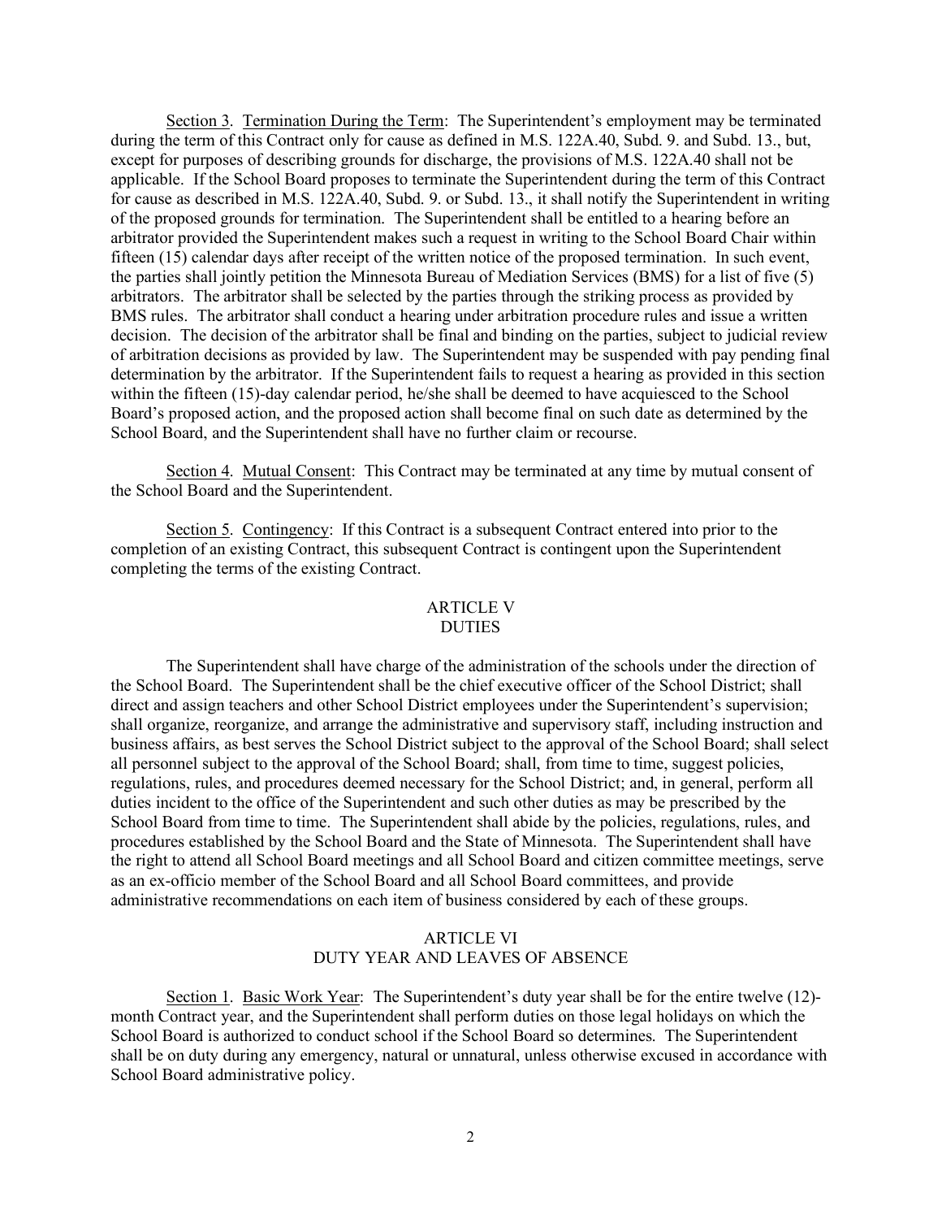Section 3. Termination During the Term: The Superintendent's employment may be terminated during the term of this Contract only for cause as defined in M.S. 122A.40, Subd. 9. and Subd. 13., but, except for purposes of describing grounds for discharge, the provisions of M.S. 122A.40 shall not be applicable. If the School Board proposes to terminate the Superintendent during the term of this Contract for cause as described in M.S. 122A.40, Subd. 9. or Subd. 13., it shall notify the Superintendent in writing of the proposed grounds for termination. The Superintendent shall be entitled to a hearing before an arbitrator provided the Superintendent makes such a request in writing to the School Board Chair within fifteen (15) calendar days after receipt of the written notice of the proposed termination. In such event, the parties shall jointly petition the Minnesota Bureau of Mediation Services (BMS) for a list of five (5) arbitrators. The arbitrator shall be selected by the parties through the striking process as provided by BMS rules. The arbitrator shall conduct a hearing under arbitration procedure rules and issue a written decision. The decision of the arbitrator shall be final and binding on the parties, subject to judicial review of arbitration decisions as provided by law. The Superintendent may be suspended with pay pending final determination by the arbitrator. If the Superintendent fails to request a hearing as provided in this section within the fifteen (15)-day calendar period, he/she shall be deemed to have acquiesced to the School Board's proposed action, and the proposed action shall become final on such date as determined by the School Board, and the Superintendent shall have no further claim or recourse.

Section 4. Mutual Consent: This Contract may be terminated at any time by mutual consent of the School Board and the Superintendent.

Section 5. Contingency: If this Contract is a subsequent Contract entered into prior to the completion of an existing Contract, this subsequent Contract is contingent upon the Superintendent completing the terms of the existing Contract.

## ARTICLE V
## DUTIES

The Superintendent shall have charge of the administration of the schools under the direction of the School Board. The Superintendent shall be the chief executive officer of the School District; shall direct and assign teachers and other School District employees under the Superintendent's supervision; shall organize, reorganize, and arrange the administrative and supervisory staff, including instruction and business affairs, as best serves the School District subject to the approval of the School Board; shall select all personnel subject to the approval of the School Board; shall, from time to time, suggest policies, regulations, rules, and procedures deemed necessary for the School District; and, in general, perform all duties incident to the office of the Superintendent and such other duties as may be prescribed by the School Board from time to time. The Superintendent shall abide by the policies, regulations, rules, and procedures established by the School Board and the State of Minnesota. The Superintendent shall have the right to attend all School Board meetings and all School Board and citizen committee meetings, serve as an ex-officio member of the School Board and all School Board committees, and provide administrative recommendations on each item of business considered by each of these groups.

## ARTICLE VI
## DUTY YEAR AND LEAVES OF ABSENCE

Section 1. Basic Work Year: The Superintendent's duty year shall be for the entire twelve (12)-month Contract year, and the Superintendent shall perform duties on those legal holidays on which the School Board is authorized to conduct school if the School Board so determines. The Superintendent shall be on duty during any emergency, natural or unnatural, unless otherwise excused in accordance with School Board administrative policy.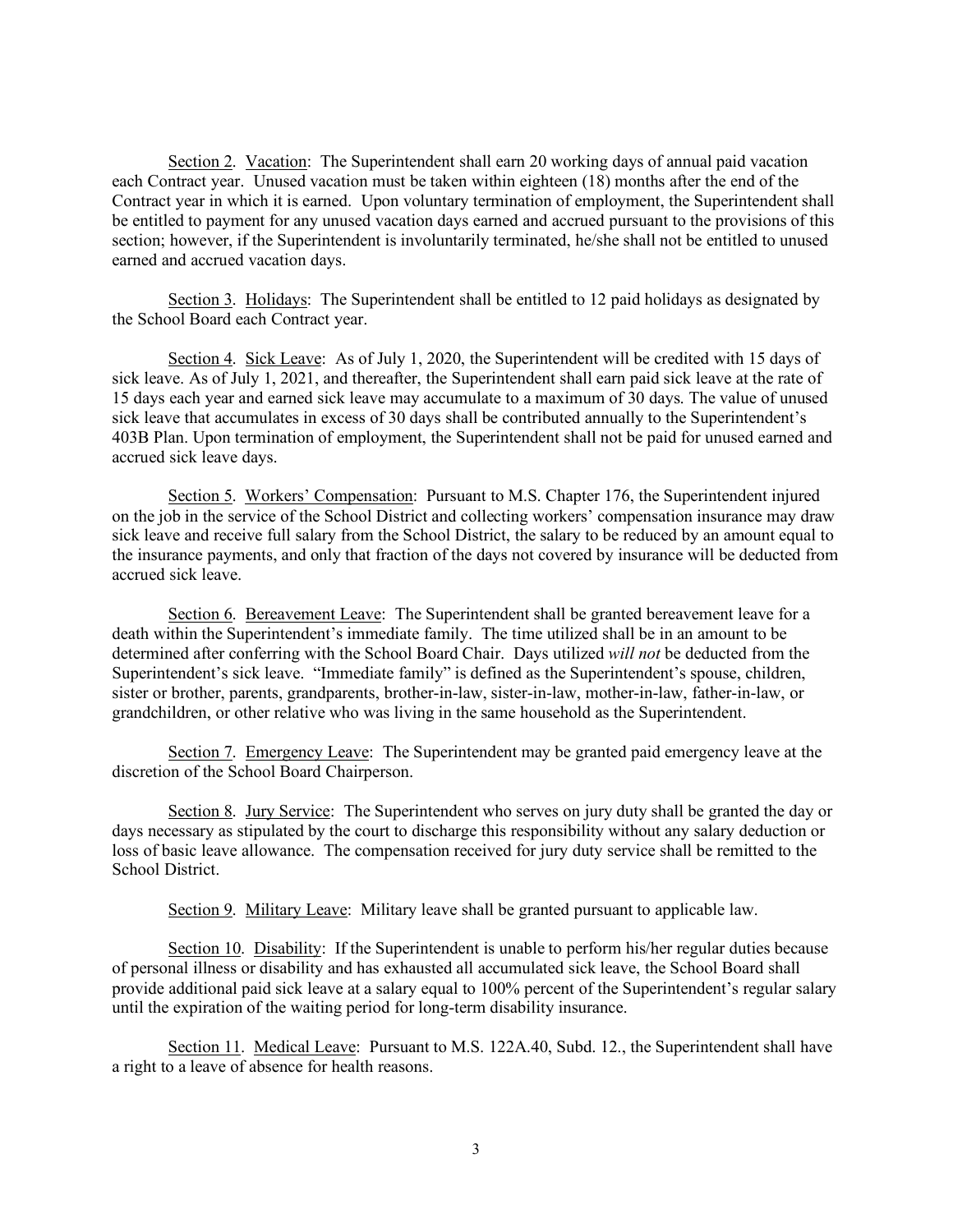Section 2. Vacation: The Superintendent shall earn 20 working days of annual paid vacation each Contract year. Unused vacation must be taken within eighteen (18) months after the end of the Contract year in which it is earned. Upon voluntary termination of employment, the Superintendent shall be entitled to payment for any unused vacation days earned and accrued pursuant to the provisions of this section; however, if the Superintendent is involuntarily terminated, he/she shall not be entitled to unused earned and accrued vacation days.

Section 3. Holidays: The Superintendent shall be entitled to 12 paid holidays as designated by the School Board each Contract year.

Section 4. Sick Leave: As of July 1, 2020, the Superintendent will be credited with 15 days of sick leave. As of July 1, 2021, and thereafter, the Superintendent shall earn paid sick leave at the rate of 15 days each year and earned sick leave may accumulate to a maximum of 30 days. The value of unused sick leave that accumulates in excess of 30 days shall be contributed annually to the Superintendent's 403B Plan. Upon termination of employment, the Superintendent shall not be paid for unused earned and accrued sick leave days.

Section 5. Workers' Compensation: Pursuant to M.S. Chapter 176, the Superintendent injured on the job in the service of the School District and collecting workers' compensation insurance may draw sick leave and receive full salary from the School District, the salary to be reduced by an amount equal to the insurance payments, and only that fraction of the days not covered by insurance will be deducted from accrued sick leave.

Section 6. Bereavement Leave: The Superintendent shall be granted bereavement leave for a death within the Superintendent's immediate family. The time utilized shall be in an amount to be determined after conferring with the School Board Chair. Days utilized *will not* be deducted from the Superintendent's sick leave. "Immediate family" is defined as the Superintendent's spouse, children, sister or brother, parents, grandparents, brother-in-law, sister-in-law, mother-in-law, father-in-law, or grandchildren, or other relative who was living in the same household as the Superintendent.

Section 7. Emergency Leave: The Superintendent may be granted paid emergency leave at the discretion of the School Board Chairperson.

Section 8. Jury Service: The Superintendent who serves on jury duty shall be granted the day or days necessary as stipulated by the court to discharge this responsibility without any salary deduction or loss of basic leave allowance. The compensation received for jury duty service shall be remitted to the School District.

Section 9. Military Leave: Military leave shall be granted pursuant to applicable law.

Section 10. Disability: If the Superintendent is unable to perform his/her regular duties because of personal illness or disability and has exhausted all accumulated sick leave, the School Board shall provide additional paid sick leave at a salary equal to 100% percent of the Superintendent's regular salary until the expiration of the waiting period for long-term disability insurance.

Section 11. Medical Leave: Pursuant to M.S. 122A.40, Subd. 12., the Superintendent shall have a right to a leave of absence for health reasons.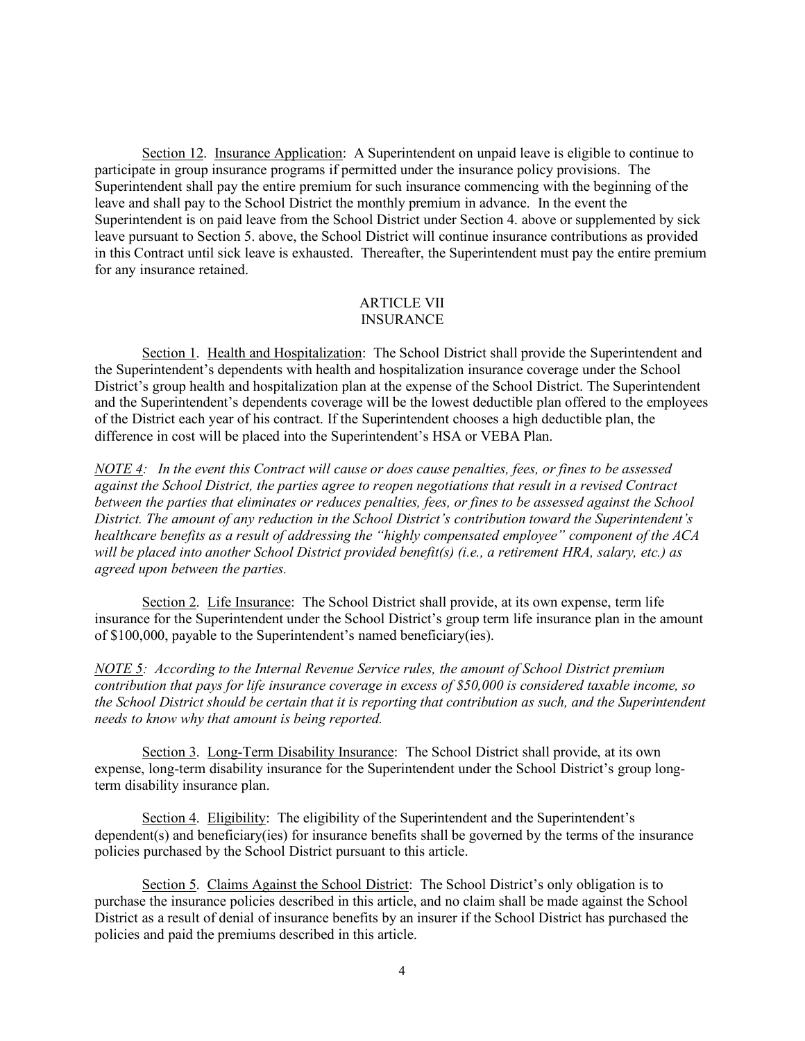Section 12. Insurance Application: A Superintendent on unpaid leave is eligible to continue to participate in group insurance programs if permitted under the insurance policy provisions. The Superintendent shall pay the entire premium for such insurance commencing with the beginning of the leave and shall pay to the School District the monthly premium in advance. In the event the Superintendent is on paid leave from the School District under Section 4. above or supplemented by sick leave pursuant to Section 5. above, the School District will continue insurance contributions as provided in this Contract until sick leave is exhausted. Thereafter, the Superintendent must pay the entire premium for any insurance retained.

## ARTICLE VII
## INSURANCE

Section 1. Health and Hospitalization: The School District shall provide the Superintendent and the Superintendent's dependents with health and hospitalization insurance coverage under the School District's group health and hospitalization plan at the expense of the School District. The Superintendent and the Superintendent's dependents coverage will be the lowest deductible plan offered to the employees of the District each year of his contract. If the Superintendent chooses a high deductible plan, the difference in cost will be placed into the Superintendent's HSA or VEBA Plan.

*NOTE 4: In the event this Contract will cause or does cause penalties, fees, or fines to be assessed against the School District, the parties agree to reopen negotiations that result in a revised Contract between the parties that eliminates or reduces penalties, fees, or fines to be assessed against the School District. The amount of any reduction in the School District's contribution toward the Superintendent's healthcare benefits as a result of addressing the "highly compensated employee" component of the ACA will be placed into another School District provided benefit(s) (i.e., a retirement HRA, salary, etc.) as agreed upon between the parties.*

Section 2. Life Insurance: The School District shall provide, at its own expense, term life insurance for the Superintendent under the School District's group term life insurance plan in the amount of $100,000, payable to the Superintendent's named beneficiary(ies).

*NOTE 5: According to the Internal Revenue Service rules, the amount of School District premium contribution that pays for life insurance coverage in excess of $50,000 is considered taxable income, so the School District should be certain that it is reporting that contribution as such, and the Superintendent needs to know why that amount is being reported.*

Section 3. Long-Term Disability Insurance: The School District shall provide, at its own expense, long-term disability insurance for the Superintendent under the School District's group long-term disability insurance plan.

Section 4. Eligibility: The eligibility of the Superintendent and the Superintendent's dependent(s) and beneficiary(ies) for insurance benefits shall be governed by the terms of the insurance policies purchased by the School District pursuant to this article.

Section 5. Claims Against the School District: The School District's only obligation is to purchase the insurance policies described in this article, and no claim shall be made against the School District as a result of denial of insurance benefits by an insurer if the School District has purchased the policies and paid the premiums described in this article.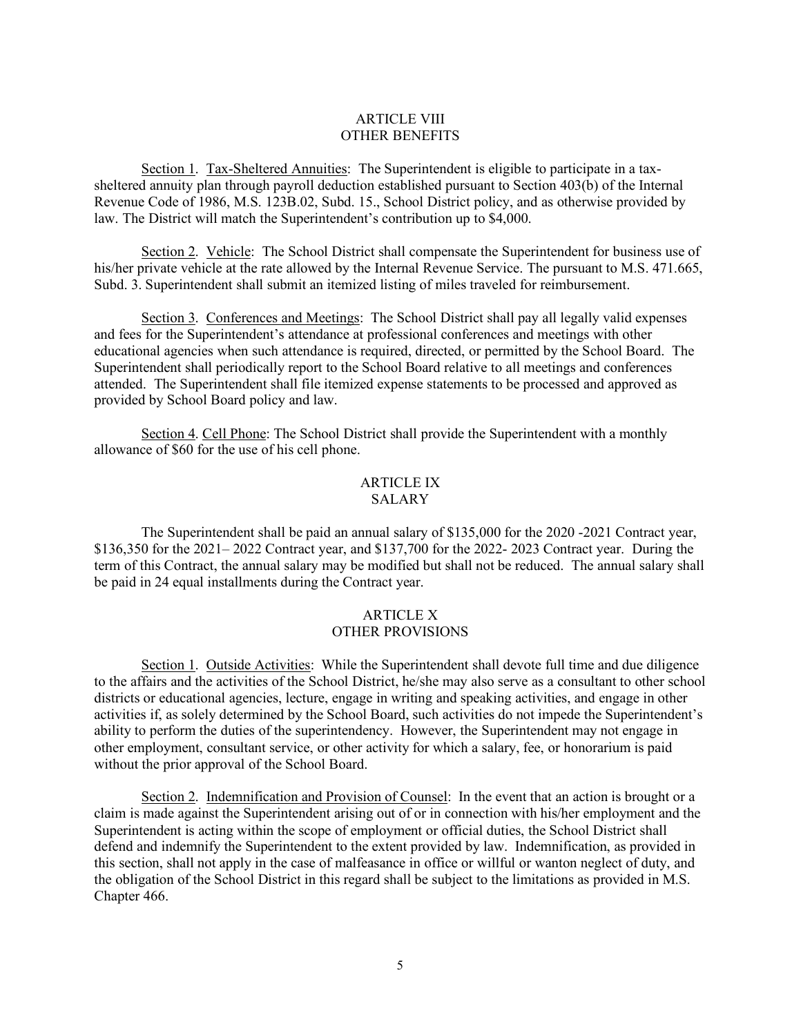## ARTICLE VIII
## OTHER BENEFITS

Section 1. Tax-Sheltered Annuities: The Superintendent is eligible to participate in a tax-sheltered annuity plan through payroll deduction established pursuant to Section 403(b) of the Internal Revenue Code of 1986, M.S. 123B.02, Subd. 15., School District policy, and as otherwise provided by law. The District will match the Superintendent's contribution up to $4,000.

Section 2. Vehicle: The School District shall compensate the Superintendent for business use of his/her private vehicle at the rate allowed by the Internal Revenue Service. The pursuant to M.S. 471.665, Subd. 3. Superintendent shall submit an itemized listing of miles traveled for reimbursement.

Section 3. Conferences and Meetings: The School District shall pay all legally valid expenses and fees for the Superintendent's attendance at professional conferences and meetings with other educational agencies when such attendance is required, directed, or permitted by the School Board. The Superintendent shall periodically report to the School Board relative to all meetings and conferences attended. The Superintendent shall file itemized expense statements to be processed and approved as provided by School Board policy and law.

Section 4. Cell Phone: The School District shall provide the Superintendent with a monthly allowance of $60 for the use of his cell phone.

## ARTICLE IX
## SALARY

The Superintendent shall be paid an annual salary of $135,000 for the 2020 -2021 Contract year, $136,350 for the 2021– 2022 Contract year, and $137,700 for the 2022- 2023 Contract year. During the term of this Contract, the annual salary may be modified but shall not be reduced. The annual salary shall be paid in 24 equal installments during the Contract year.

## ARTICLE X
## OTHER PROVISIONS

Section 1. Outside Activities: While the Superintendent shall devote full time and due diligence to the affairs and the activities of the School District, he/she may also serve as a consultant to other school districts or educational agencies, lecture, engage in writing and speaking activities, and engage in other activities if, as solely determined by the School Board, such activities do not impede the Superintendent's ability to perform the duties of the superintendency. However, the Superintendent may not engage in other employment, consultant service, or other activity for which a salary, fee, or honorarium is paid without the prior approval of the School Board.

Section 2. Indemnification and Provision of Counsel: In the event that an action is brought or a claim is made against the Superintendent arising out of or in connection with his/her employment and the Superintendent is acting within the scope of employment or official duties, the School District shall defend and indemnify the Superintendent to the extent provided by law. Indemnification, as provided in this section, shall not apply in the case of malfeasance in office or willful or wanton neglect of duty, and the obligation of the School District in this regard shall be subject to the limitations as provided in M.S. Chapter 466.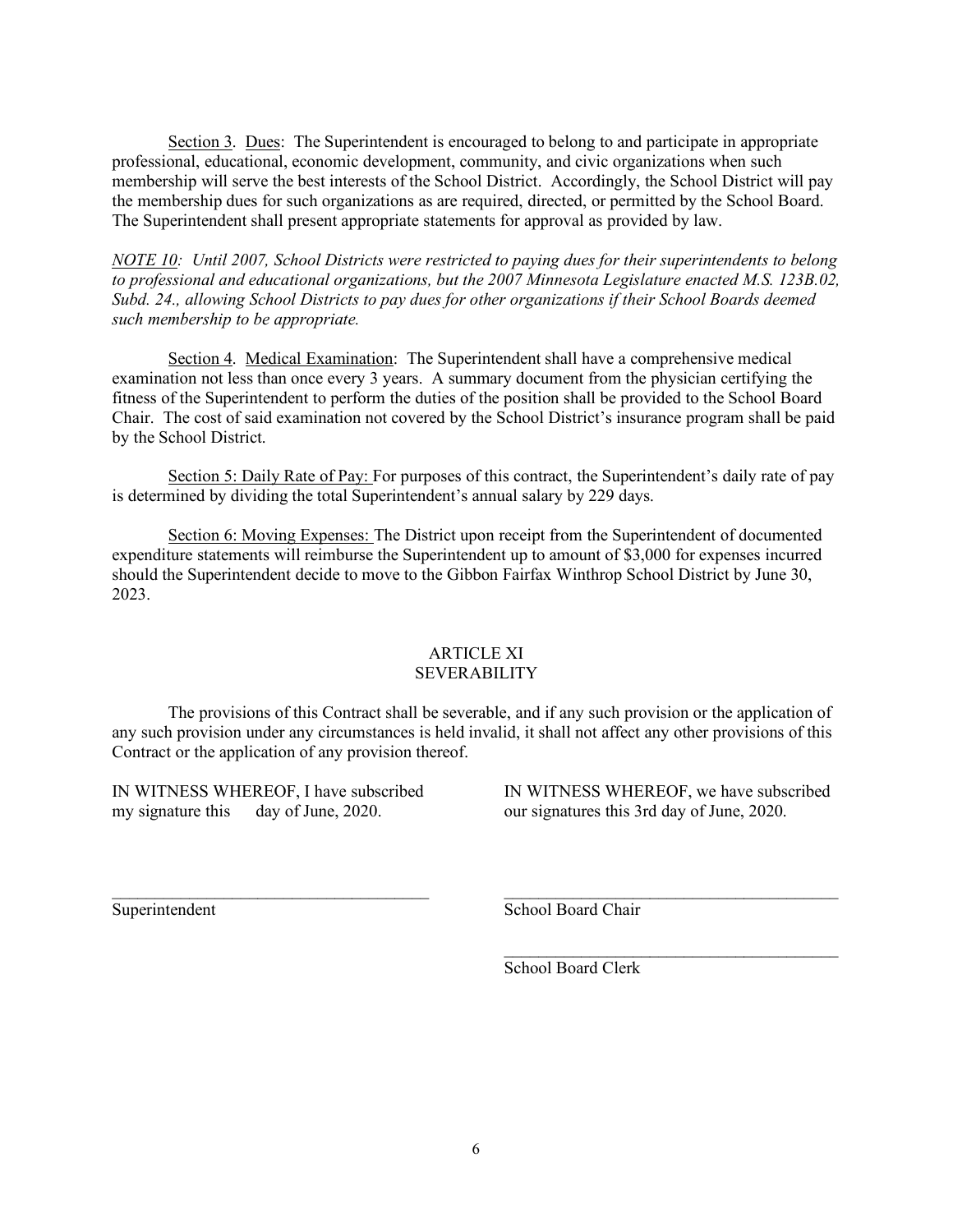Section 3. Dues: The Superintendent is encouraged to belong to and participate in appropriate professional, educational, economic development, community, and civic organizations when such membership will serve the best interests of the School District. Accordingly, the School District will pay the membership dues for such organizations as are required, directed, or permitted by the School Board. The Superintendent shall present appropriate statements for approval as provided by law.

*NOTE 10: Until 2007, School Districts were restricted to paying dues for their superintendents to belong to professional and educational organizations, but the 2007 Minnesota Legislature enacted M.S. 123B.02, Subd. 24., allowing School Districts to pay dues for other organizations if their School Boards deemed such membership to be appropriate.*

Section 4. Medical Examination: The Superintendent shall have a comprehensive medical examination not less than once every 3 years. A summary document from the physician certifying the fitness of the Superintendent to perform the duties of the position shall be provided to the School Board Chair. The cost of said examination not covered by the School District's insurance program shall be paid by the School District.

Section 5: Daily Rate of Pay: For purposes of this contract, the Superintendent's daily rate of pay is determined by dividing the total Superintendent's annual salary by 229 days.

Section 6: Moving Expenses: The District upon receipt from the Superintendent of documented expenditure statements will reimburse the Superintendent up to amount of $3,000 for expenses incurred should the Superintendent decide to move to the Gibbon Fairfax Winthrop School District by June 30, 2023.

## ARTICLE XI
## SEVERABILITY

The provisions of this Contract shall be severable, and if any such provision or the application of any such provision under any circumstances is held invalid, it shall not affect any other provisions of this Contract or the application of any provision thereof.

IN WITNESS WHEREOF, I have subscribed my signature this day of June, 2020.

\_\_\_\_\_\_\_\_\_\_\_\_\_\_\_\_\_\_\_\_\_\_\_\_\_\_\_\_\_\_\_\_\_\_\_\_
Superintendent

IN WITNESS WHEREOF, we have subscribed our signatures this 3rd day of June, 2020.

\_\_\_\_\_\_\_\_\_\_\_\_\_\_\_\_\_\_\_\_\_\_\_\_\_\_\_\_\_\_\_\_\_\_\_\_
School Board Chair

\_\_\_\_\_\_\_\_\_\_\_\_\_\_\_\_\_\_\_\_\_\_\_\_\_\_\_\_\_\_\_\_\_\_\_\_
School Board Clerk